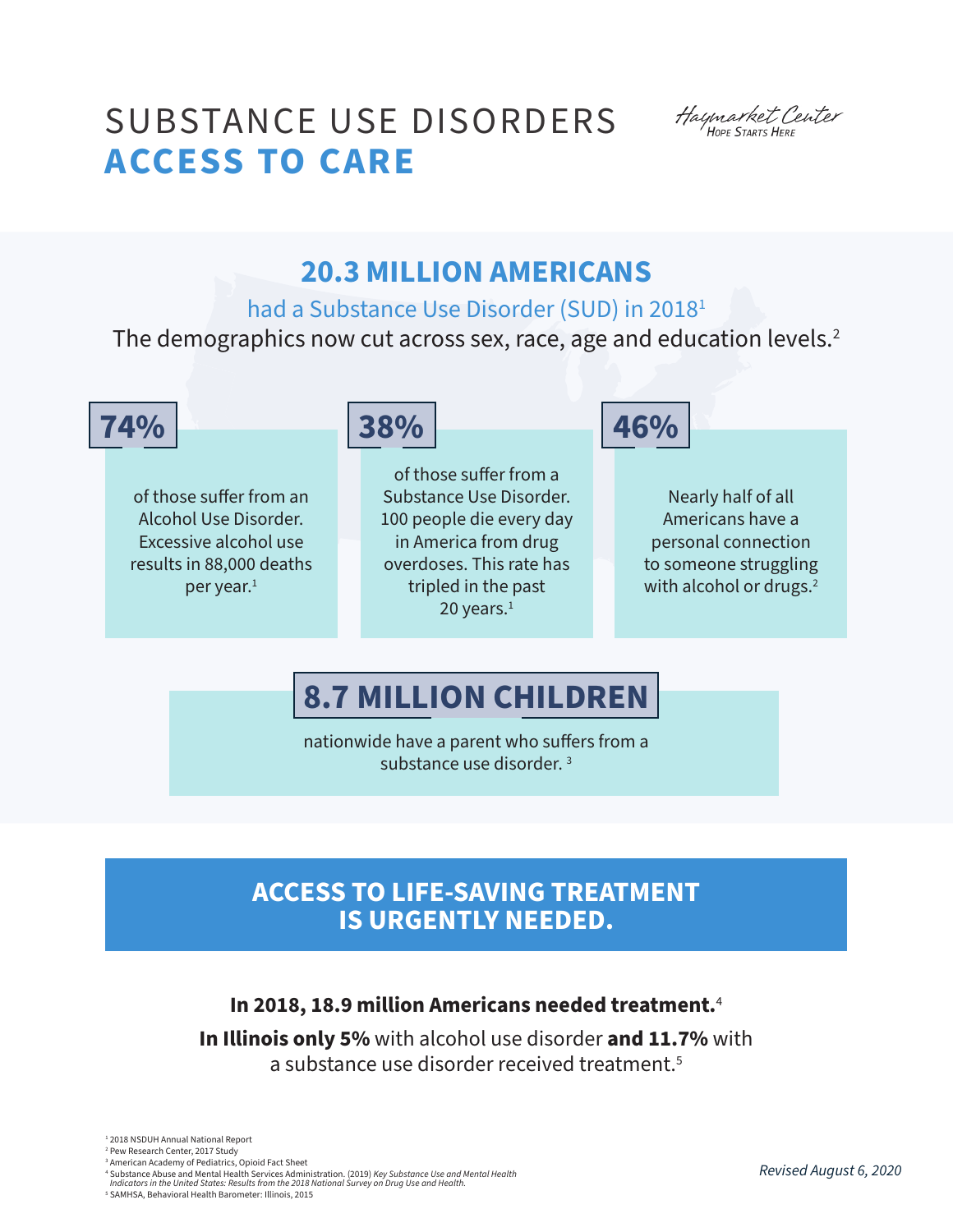# SUBSTANCE USE DISORDERS **ACCESS TO CARE**

Haymarket Center
*Hope Starts Here*

## 20.3 MILLION AMERICANS

had a Substance Use Disorder (SUD) in 2018[1]

The demographics now cut across sex, race, age and education levels.[2]

**74%**

of those suffer from an Alcohol Use Disorder. Excessive alcohol use results in 88,000 deaths per year.[1]

**38%**

of those suffer from a Substance Use Disorder. 100 people die every day in America from drug overdoses. This rate has tripled in the past 20 years.[1]

**46%**

Nearly half of all Americans have a personal connection to someone struggling with alcohol or drugs.[2]

**8.7 MILLION CHILDREN**

nationwide have a parent who suffers from a substance use disorder.[3]

## ACCESS TO LIFE-SAVING TREATMENT IS URGENTLY NEEDED.

**In 2018, 18.9 million Americans needed treatment.**[4]

**In Illinois only 5%** with alcohol use disorder **and 11.7%** with a substance use disorder received treatment.[5]

[1] 2018 NSDUH Annual National Report
[2] Pew Research Center, 2017 Study
[3] American Academy of Pediatrics, Opioid Fact Sheet
[4] Substance Abuse and Mental Health Services Administration. (2019) *Key Substance Use and Mental Health Indicators in the United States: Results from the 2018 National Survey on Drug Use and Health.*
[5] SAMHSA, Behavioral Health Barometer: Illinois, 2015

*Revised August 6, 2020*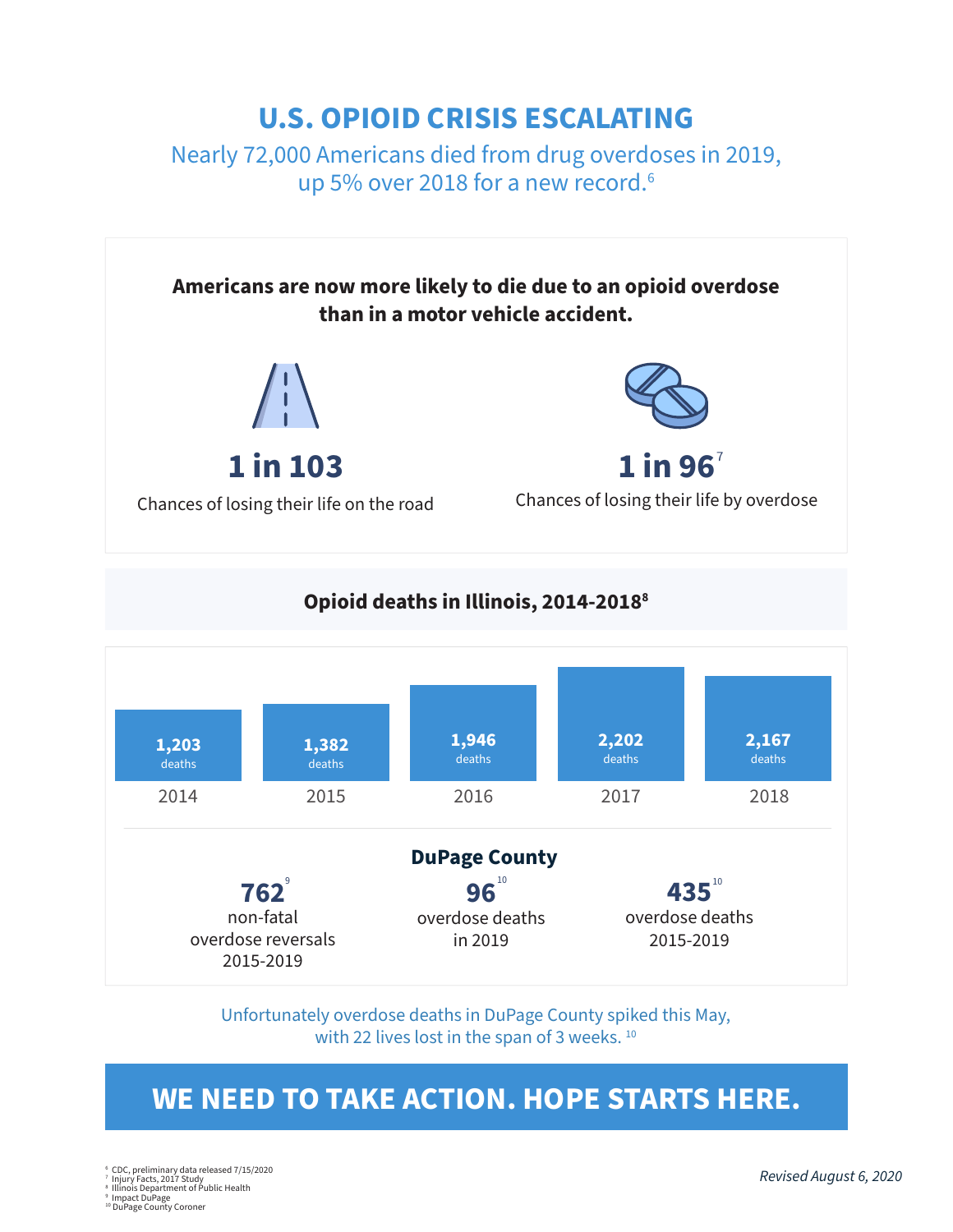# U.S. OPIOID CRISIS ESCALATING

Nearly 72,000 Americans died from drug overdoses in 2019, up 5% over 2018 for a new record.[6]

**Americans are now more likely to die due to an opioid overdose than in a motor vehicle accident.**

**1 in 103**

Chances of losing their life on the road

**1 in 96**[7]

Chances of losing their life by overdose

## Opioid deaths in Illinois, 2014-2018[8]

| 2014 | 2015 | 2016 | 2017 | 2018 |
|---|---|---|---|---|
| 1,203 deaths | 1,382 deaths | 1,946 deaths | 2,202 deaths | 2,167 deaths |

### DuPage County

**762**[9] non-fatal overdose reversals 2015-2019

**96**[10] overdose deaths in 2019

**435**[10] overdose deaths 2015-2019

Unfortunately overdose deaths in DuPage County spiked this May, with 22 lives lost in the span of 3 weeks.[10]

**WE NEED TO TAKE ACTION. HOPE STARTS HERE.**

[6] CDC, preliminary data released 7/15/2020
[7] Injury Facts, 2017 Study
[8] Illinois Department of Public Health
[9] Impact DuPage
[10] DuPage County Coroner

*Revised August 6, 2020*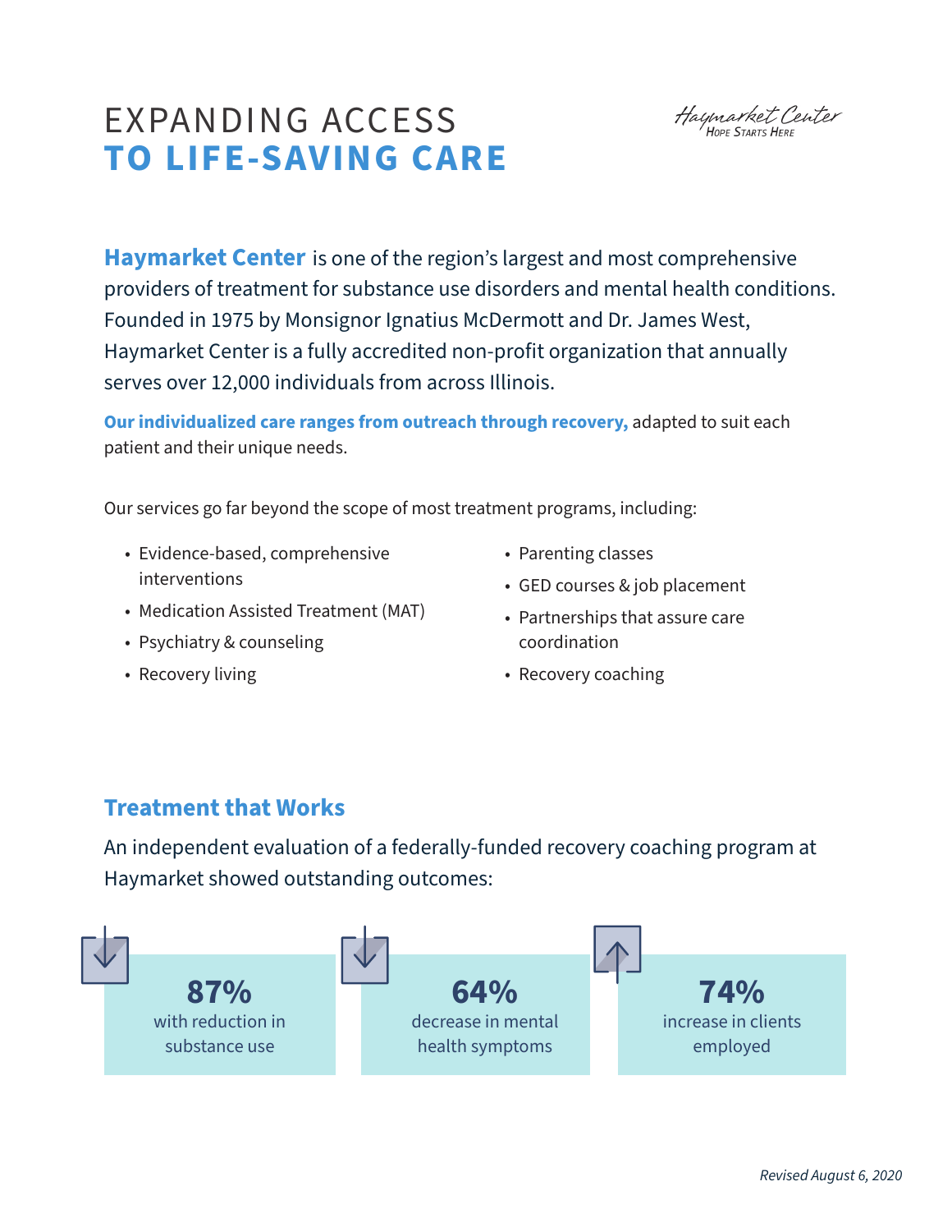# EXPANDING ACCESS
# TO LIFE-SAVING CARE

Haymarket Center
Hope Starts Here

**Haymarket Center** is one of the region's largest and most comprehensive providers of treatment for substance use disorders and mental health conditions. Founded in 1975 by Monsignor Ignatius McDermott and Dr. James West, Haymarket Center is a fully accredited non-profit organization that annually serves over 12,000 individuals from across Illinois.

**Our individualized care ranges from outreach through recovery,** adapted to suit each patient and their unique needs.

Our services go far beyond the scope of most treatment programs, including:

- Evidence-based, comprehensive interventions
- Medication Assisted Treatment (MAT)
- Psychiatry & counseling
- Recovery living
- Parenting classes
- GED courses & job placement
- Partnerships that assure care coordination
- Recovery coaching

## Treatment that Works

An independent evaluation of a federally-funded recovery coaching program at Haymarket showed outstanding outcomes:

**87%** with reduction in substance use

**64%** decrease in mental health symptoms

**74%** increase in clients employed

*Revised August 6, 2020*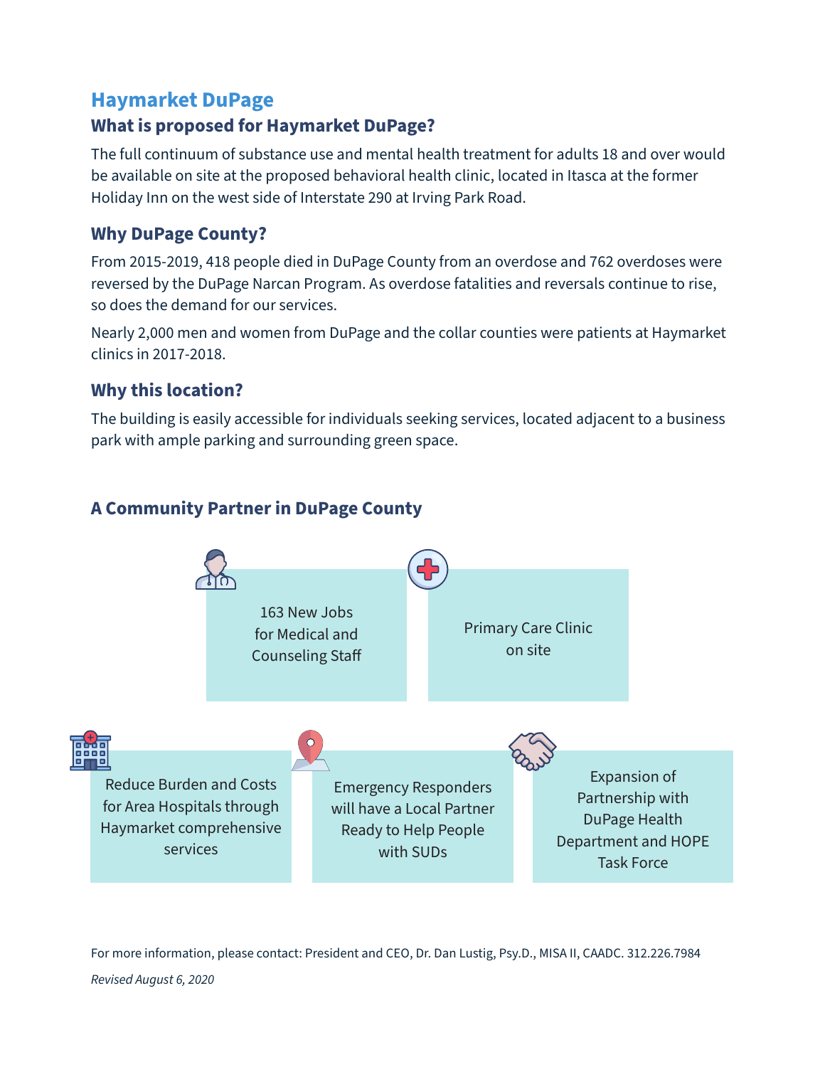# Haymarket DuPage

## What is proposed for Haymarket DuPage?

The full continuum of substance use and mental health treatment for adults 18 and over would be available on site at the proposed behavioral health clinic, located in Itasca at the former Holiday Inn on the west side of Interstate 290 at Irving Park Road.

## Why DuPage County?

From 2015-2019, 418 people died in DuPage County from an overdose and 762 overdoses were reversed by the DuPage Narcan Program. As overdose fatalities and reversals continue to rise, so does the demand for our services.

Nearly 2,000 men and women from DuPage and the collar counties were patients at Haymarket clinics in 2017-2018.

## Why this location?

The building is easily accessible for individuals seeking services, located adjacent to a business park with ample parking and surrounding green space.

## A Community Partner in DuPage County

163 New Jobs for Medical and Counseling Staff

Primary Care Clinic on site

Reduce Burden and Costs for Area Hospitals through Haymarket comprehensive services

Emergency Responders will have a Local Partner Ready to Help People with SUDs

Expansion of Partnership with DuPage Health Department and HOPE Task Force

For more information, please contact: President and CEO, Dr. Dan Lustig, Psy.D., MISA II, CAADC. 312.226.7984

*Revised August 6, 2020*